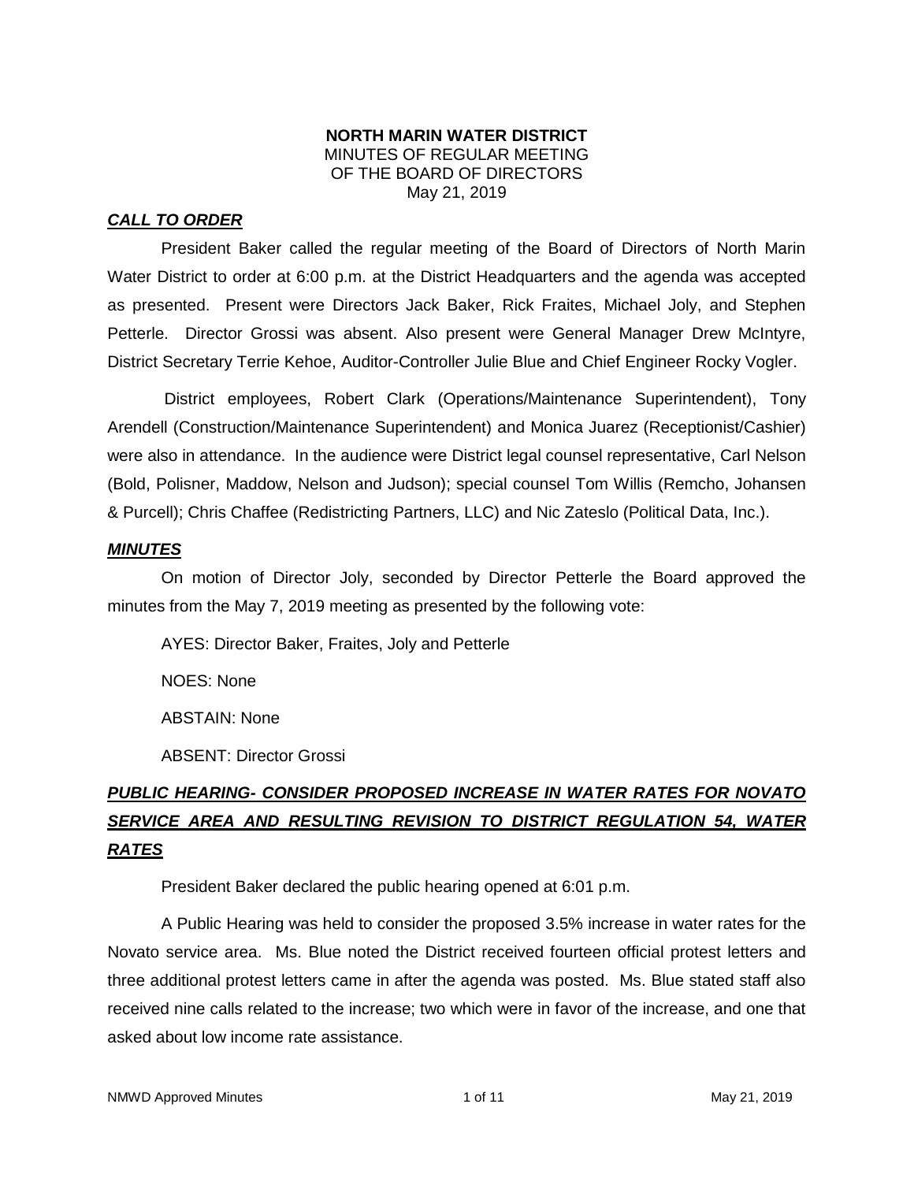**NORTH MARIN WATER DISTRICT**
MINUTES OF REGULAR MEETING
OF THE BOARD OF DIRECTORS
May 21, 2019

***CALL TO ORDER***

President Baker called the regular meeting of the Board of Directors of North Marin Water District to order at 6:00 p.m. at the District Headquarters and the agenda was accepted as presented. Present were Directors Jack Baker, Rick Fraites, Michael Joly, and Stephen Petterle. Director Grossi was absent. Also present were General Manager Drew McIntyre, District Secretary Terrie Kehoe, Auditor-Controller Julie Blue and Chief Engineer Rocky Vogler.

District employees, Robert Clark (Operations/Maintenance Superintendent), Tony Arendell (Construction/Maintenance Superintendent) and Monica Juarez (Receptionist/Cashier) were also in attendance. In the audience were District legal counsel representative, Carl Nelson (Bold, Polisner, Maddow, Nelson and Judson); special counsel Tom Willis (Remcho, Johansen & Purcell); Chris Chaffee (Redistricting Partners, LLC) and Nic Zateslo (Political Data, Inc.).

***MINUTES***

On motion of Director Joly, seconded by Director Petterle the Board approved the minutes from the May 7, 2019 meeting as presented by the following vote:

AYES: Director Baker, Fraites, Joly and Petterle

NOES: None

ABSTAIN: None

ABSENT: Director Grossi

***PUBLIC HEARING- CONSIDER PROPOSED INCREASE IN WATER RATES FOR NOVATO SERVICE AREA AND RESULTING REVISION TO DISTRICT REGULATION 54, WATER RATES***

President Baker declared the public hearing opened at 6:01 p.m.

A Public Hearing was held to consider the proposed 3.5% increase in water rates for the Novato service area. Ms. Blue noted the District received fourteen official protest letters and three additional protest letters came in after the agenda was posted. Ms. Blue stated staff also received nine calls related to the increase; two which were in favor of the increase, and one that asked about low income rate assistance.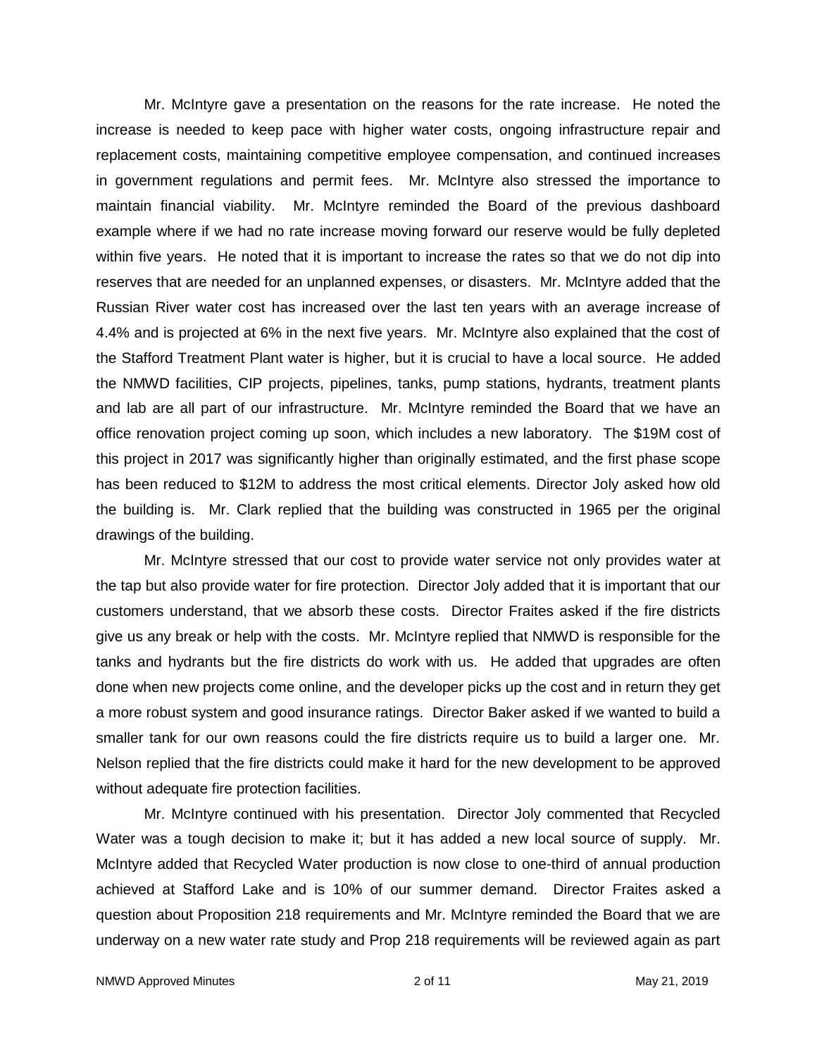Mr. McIntyre gave a presentation on the reasons for the rate increase. He noted the increase is needed to keep pace with higher water costs, ongoing infrastructure repair and replacement costs, maintaining competitive employee compensation, and continued increases in government regulations and permit fees. Mr. McIntyre also stressed the importance to maintain financial viability. Mr. McIntyre reminded the Board of the previous dashboard example where if we had no rate increase moving forward our reserve would be fully depleted within five years. He noted that it is important to increase the rates so that we do not dip into reserves that are needed for an unplanned expenses, or disasters. Mr. McIntyre added that the Russian River water cost has increased over the last ten years with an average increase of 4.4% and is projected at 6% in the next five years. Mr. McIntyre also explained that the cost of the Stafford Treatment Plant water is higher, but it is crucial to have a local source. He added the NMWD facilities, CIP projects, pipelines, tanks, pump stations, hydrants, treatment plants and lab are all part of our infrastructure. Mr. McIntyre reminded the Board that we have an office renovation project coming up soon, which includes a new laboratory. The $19M cost of this project in 2017 was significantly higher than originally estimated, and the first phase scope has been reduced to $12M to address the most critical elements. Director Joly asked how old the building is. Mr. Clark replied that the building was constructed in 1965 per the original drawings of the building.

Mr. McIntyre stressed that our cost to provide water service not only provides water at the tap but also provide water for fire protection. Director Joly added that it is important that our customers understand, that we absorb these costs. Director Fraites asked if the fire districts give us any break or help with the costs. Mr. McIntyre replied that NMWD is responsible for the tanks and hydrants but the fire districts do work with us. He added that upgrades are often done when new projects come online, and the developer picks up the cost and in return they get a more robust system and good insurance ratings. Director Baker asked if we wanted to build a smaller tank for our own reasons could the fire districts require us to build a larger one. Mr. Nelson replied that the fire districts could make it hard for the new development to be approved without adequate fire protection facilities.

Mr. McIntyre continued with his presentation. Director Joly commented that Recycled Water was a tough decision to make it; but it has added a new local source of supply. Mr. McIntyre added that Recycled Water production is now close to one-third of annual production achieved at Stafford Lake and is 10% of our summer demand. Director Fraites asked a question about Proposition 218 requirements and Mr. McIntyre reminded the Board that we are underway on a new water rate study and Prop 218 requirements will be reviewed again as part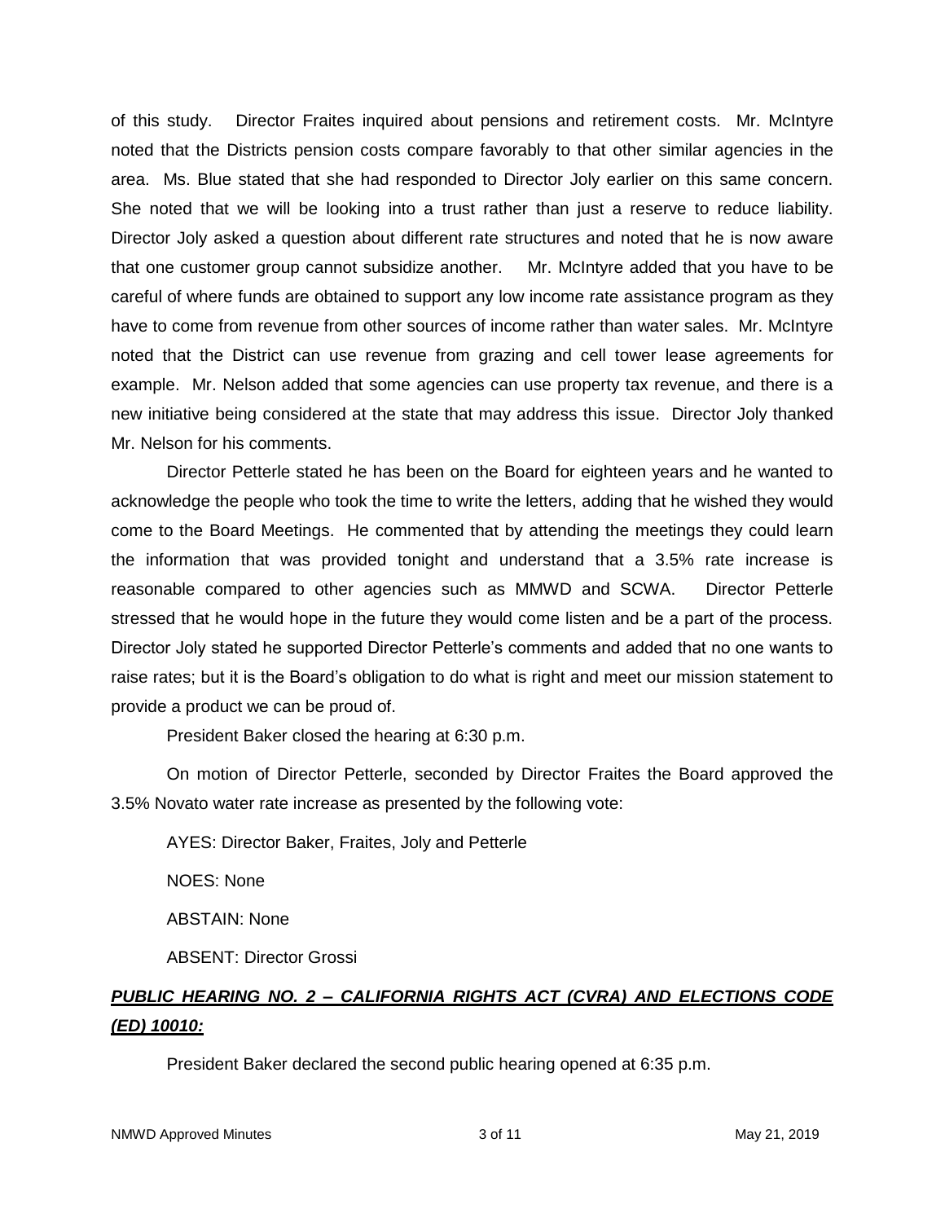of this study. Director Fraites inquired about pensions and retirement costs. Mr. McIntyre noted that the Districts pension costs compare favorably to that other similar agencies in the area. Ms. Blue stated that she had responded to Director Joly earlier on this same concern. She noted that we will be looking into a trust rather than just a reserve to reduce liability. Director Joly asked a question about different rate structures and noted that he is now aware that one customer group cannot subsidize another. Mr. McIntyre added that you have to be careful of where funds are obtained to support any low income rate assistance program as they have to come from revenue from other sources of income rather than water sales. Mr. McIntyre noted that the District can use revenue from grazing and cell tower lease agreements for example. Mr. Nelson added that some agencies can use property tax revenue, and there is a new initiative being considered at the state that may address this issue. Director Joly thanked Mr. Nelson for his comments.

Director Petterle stated he has been on the Board for eighteen years and he wanted to acknowledge the people who took the time to write the letters, adding that he wished they would come to the Board Meetings. He commented that by attending the meetings they could learn the information that was provided tonight and understand that a 3.5% rate increase is reasonable compared to other agencies such as MMWD and SCWA. Director Petterle stressed that he would hope in the future they would come listen and be a part of the process. Director Joly stated he supported Director Petterle's comments and added that no one wants to raise rates; but it is the Board's obligation to do what is right and meet our mission statement to provide a product we can be proud of.

President Baker closed the hearing at 6:30 p.m.

On motion of Director Petterle, seconded by Director Fraites the Board approved the 3.5% Novato water rate increase as presented by the following vote:

AYES: Director Baker, Fraites, Joly and Petterle

NOES: None

ABSTAIN: None

ABSENT: Director Grossi

***PUBLIC HEARING NO. 2 – CALIFORNIA RIGHTS ACT (CVRA) AND ELECTIONS CODE (ED) 10010:***

President Baker declared the second public hearing opened at 6:35 p.m.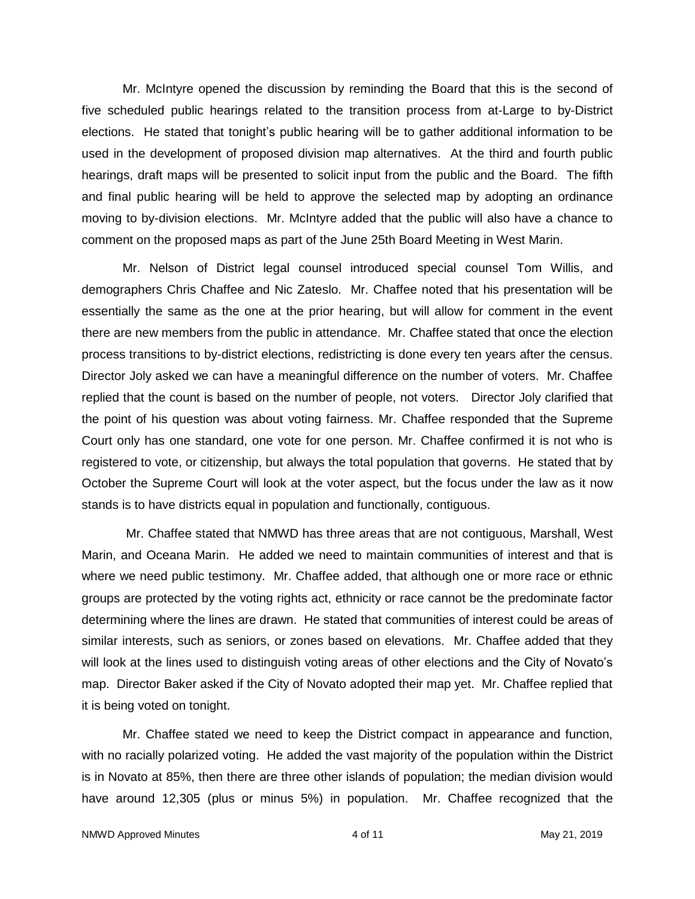Mr. McIntyre opened the discussion by reminding the Board that this is the second of five scheduled public hearings related to the transition process from at-Large to by-District elections. He stated that tonight's public hearing will be to gather additional information to be used in the development of proposed division map alternatives. At the third and fourth public hearings, draft maps will be presented to solicit input from the public and the Board. The fifth and final public hearing will be held to approve the selected map by adopting an ordinance moving to by-division elections. Mr. McIntyre added that the public will also have a chance to comment on the proposed maps as part of the June 25th Board Meeting in West Marin.

Mr. Nelson of District legal counsel introduced special counsel Tom Willis, and demographers Chris Chaffee and Nic Zateslo. Mr. Chaffee noted that his presentation will be essentially the same as the one at the prior hearing, but will allow for comment in the event there are new members from the public in attendance. Mr. Chaffee stated that once the election process transitions to by-district elections, redistricting is done every ten years after the census. Director Joly asked we can have a meaningful difference on the number of voters. Mr. Chaffee replied that the count is based on the number of people, not voters. Director Joly clarified that the point of his question was about voting fairness. Mr. Chaffee responded that the Supreme Court only has one standard, one vote for one person. Mr. Chaffee confirmed it is not who is registered to vote, or citizenship, but always the total population that governs. He stated that by October the Supreme Court will look at the voter aspect, but the focus under the law as it now stands is to have districts equal in population and functionally, contiguous.

Mr. Chaffee stated that NMWD has three areas that are not contiguous, Marshall, West Marin, and Oceana Marin. He added we need to maintain communities of interest and that is where we need public testimony. Mr. Chaffee added, that although one or more race or ethnic groups are protected by the voting rights act, ethnicity or race cannot be the predominate factor determining where the lines are drawn. He stated that communities of interest could be areas of similar interests, such as seniors, or zones based on elevations. Mr. Chaffee added that they will look at the lines used to distinguish voting areas of other elections and the City of Novato's map. Director Baker asked if the City of Novato adopted their map yet. Mr. Chaffee replied that it is being voted on tonight.

Mr. Chaffee stated we need to keep the District compact in appearance and function, with no racially polarized voting. He added the vast majority of the population within the District is in Novato at 85%, then there are three other islands of population; the median division would have around 12,305 (plus or minus 5%) in population. Mr. Chaffee recognized that the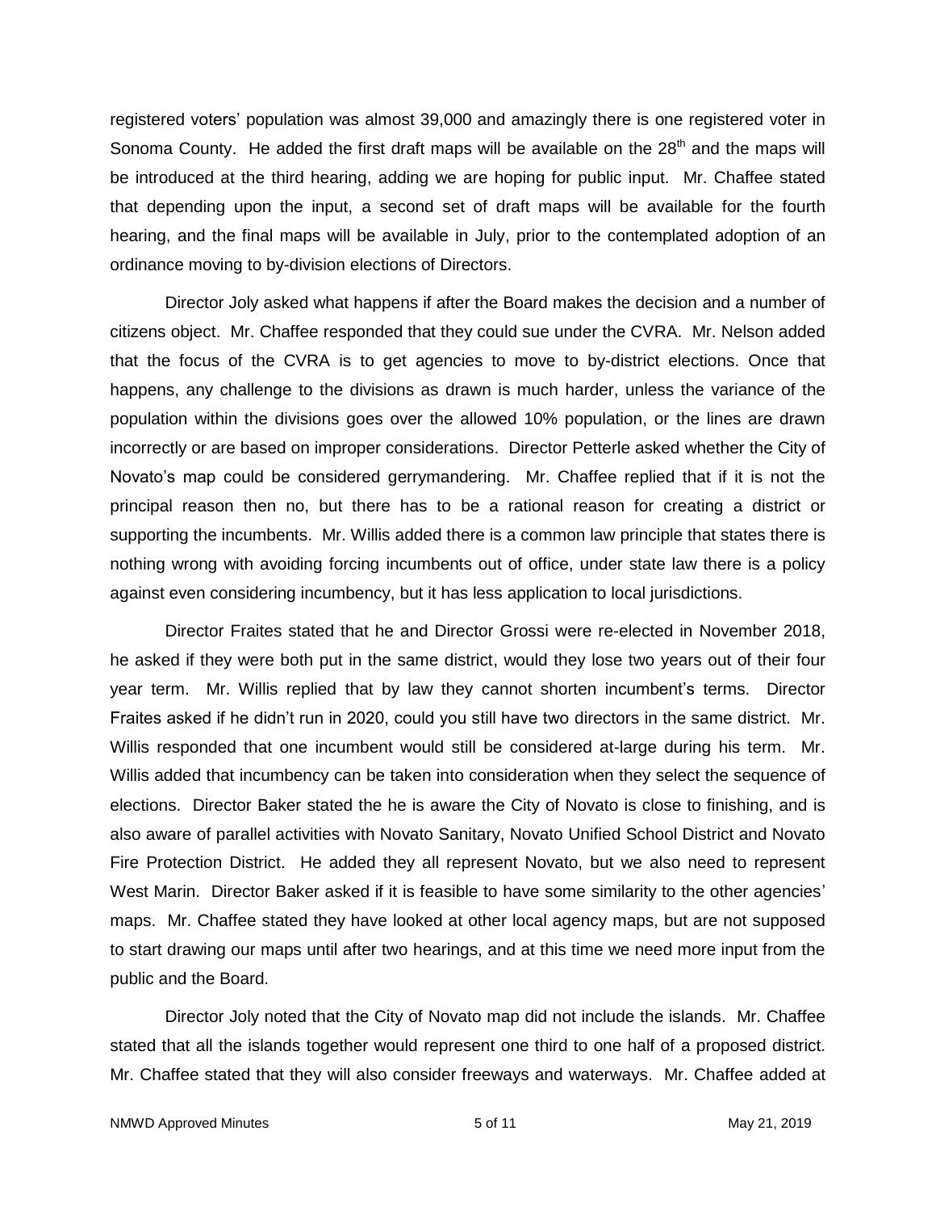registered voters' population was almost 39,000 and amazingly there is one registered voter in Sonoma County. He added the first draft maps will be available on the 28th and the maps will be introduced at the third hearing, adding we are hoping for public input. Mr. Chaffee stated that depending upon the input, a second set of draft maps will be available for the fourth hearing, and the final maps will be available in July, prior to the contemplated adoption of an ordinance moving to by-division elections of Directors.

Director Joly asked what happens if after the Board makes the decision and a number of citizens object. Mr. Chaffee responded that they could sue under the CVRA. Mr. Nelson added that the focus of the CVRA is to get agencies to move to by-district elections. Once that happens, any challenge to the divisions as drawn is much harder, unless the variance of the population within the divisions goes over the allowed 10% population, or the lines are drawn incorrectly or are based on improper considerations. Director Petterle asked whether the City of Novato's map could be considered gerrymandering. Mr. Chaffee replied that if it is not the principal reason then no, but there has to be a rational reason for creating a district or supporting the incumbents. Mr. Willis added there is a common law principle that states there is nothing wrong with avoiding forcing incumbents out of office, under state law there is a policy against even considering incumbency, but it has less application to local jurisdictions.

Director Fraites stated that he and Director Grossi were re-elected in November 2018, he asked if they were both put in the same district, would they lose two years out of their four year term. Mr. Willis replied that by law they cannot shorten incumbent's terms. Director Fraites asked if he didn't run in 2020, could you still have two directors in the same district. Mr. Willis responded that one incumbent would still be considered at-large during his term. Mr. Willis added that incumbency can be taken into consideration when they select the sequence of elections. Director Baker stated the he is aware the City of Novato is close to finishing, and is also aware of parallel activities with Novato Sanitary, Novato Unified School District and Novato Fire Protection District. He added they all represent Novato, but we also need to represent West Marin. Director Baker asked if it is feasible to have some similarity to the other agencies' maps. Mr. Chaffee stated they have looked at other local agency maps, but are not supposed to start drawing our maps until after two hearings, and at this time we need more input from the public and the Board.

Director Joly noted that the City of Novato map did not include the islands. Mr. Chaffee stated that all the islands together would represent one third to one half of a proposed district. Mr. Chaffee stated that they will also consider freeways and waterways. Mr. Chaffee added at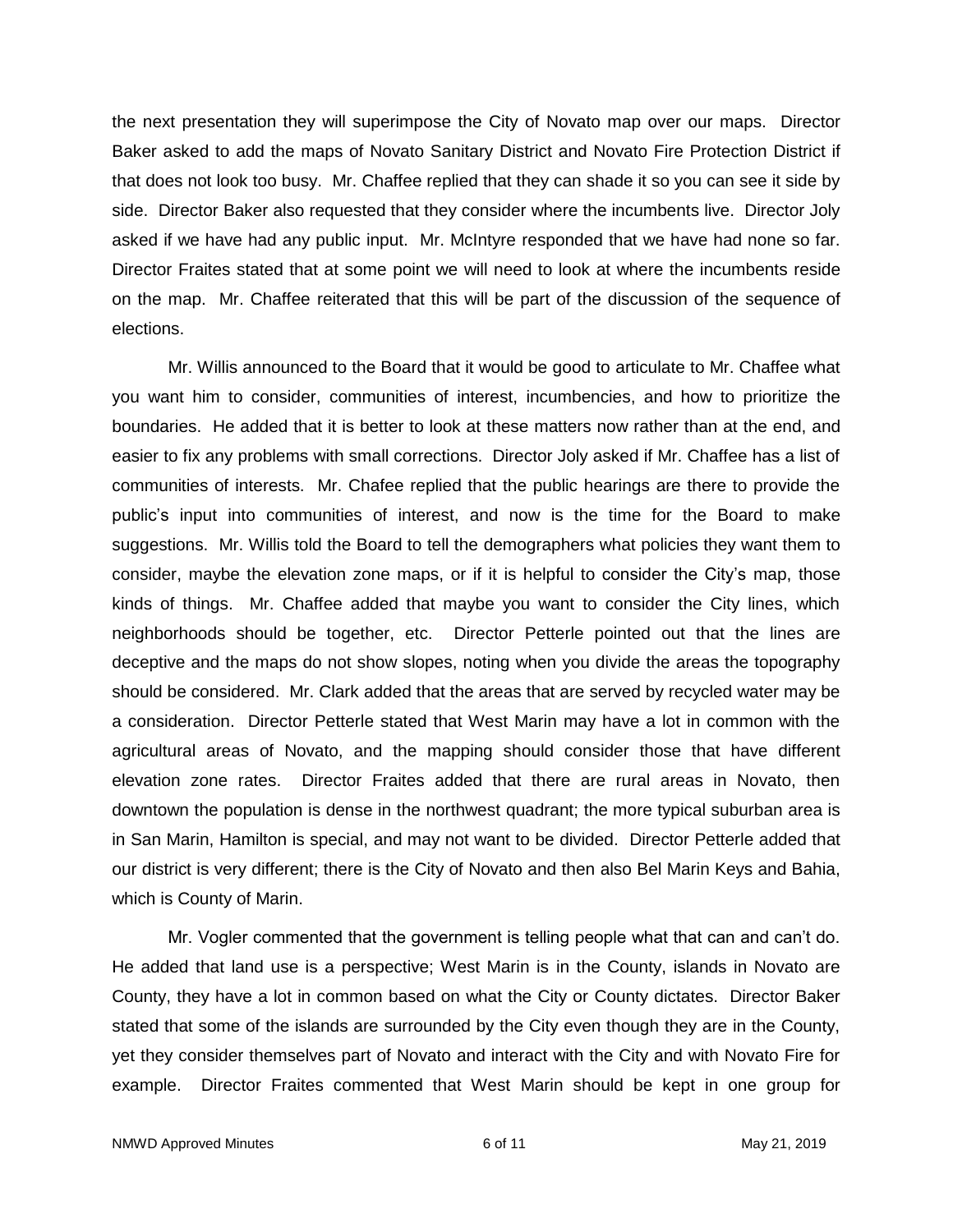the next presentation they will superimpose the City of Novato map over our maps. Director Baker asked to add the maps of Novato Sanitary District and Novato Fire Protection District if that does not look too busy. Mr. Chaffee replied that they can shade it so you can see it side by side. Director Baker also requested that they consider where the incumbents live. Director Joly asked if we have had any public input. Mr. McIntyre responded that we have had none so far. Director Fraites stated that at some point we will need to look at where the incumbents reside on the map. Mr. Chaffee reiterated that this will be part of the discussion of the sequence of elections.

Mr. Willis announced to the Board that it would be good to articulate to Mr. Chaffee what you want him to consider, communities of interest, incumbencies, and how to prioritize the boundaries. He added that it is better to look at these matters now rather than at the end, and easier to fix any problems with small corrections. Director Joly asked if Mr. Chaffee has a list of communities of interests. Mr. Chafee replied that the public hearings are there to provide the public's input into communities of interest, and now is the time for the Board to make suggestions. Mr. Willis told the Board to tell the demographers what policies they want them to consider, maybe the elevation zone maps, or if it is helpful to consider the City's map, those kinds of things. Mr. Chaffee added that maybe you want to consider the City lines, which neighborhoods should be together, etc. Director Petterle pointed out that the lines are deceptive and the maps do not show slopes, noting when you divide the areas the topography should be considered. Mr. Clark added that the areas that are served by recycled water may be a consideration. Director Petterle stated that West Marin may have a lot in common with the agricultural areas of Novato, and the mapping should consider those that have different elevation zone rates. Director Fraites added that there are rural areas in Novato, then downtown the population is dense in the northwest quadrant; the more typical suburban area is in San Marin, Hamilton is special, and may not want to be divided. Director Petterle added that our district is very different; there is the City of Novato and then also Bel Marin Keys and Bahia, which is County of Marin.

Mr. Vogler commented that the government is telling people what that can and can't do. He added that land use is a perspective; West Marin is in the County, islands in Novato are County, they have a lot in common based on what the City or County dictates. Director Baker stated that some of the islands are surrounded by the City even though they are in the County, yet they consider themselves part of Novato and interact with the City and with Novato Fire for example. Director Fraites commented that West Marin should be kept in one group for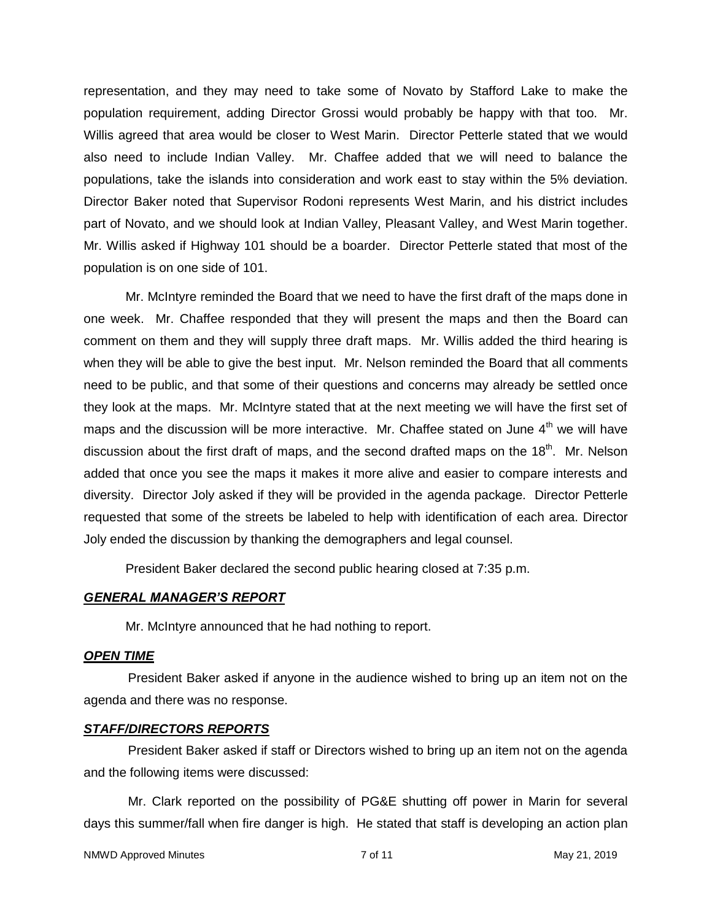representation, and they may need to take some of Novato by Stafford Lake to make the population requirement, adding Director Grossi would probably be happy with that too. Mr. Willis agreed that area would be closer to West Marin. Director Petterle stated that we would also need to include Indian Valley. Mr. Chaffee added that we will need to balance the populations, take the islands into consideration and work east to stay within the 5% deviation. Director Baker noted that Supervisor Rodoni represents West Marin, and his district includes part of Novato, and we should look at Indian Valley, Pleasant Valley, and West Marin together. Mr. Willis asked if Highway 101 should be a boarder. Director Petterle stated that most of the population is on one side of 101.

Mr. McIntyre reminded the Board that we need to have the first draft of the maps done in one week. Mr. Chaffee responded that they will present the maps and then the Board can comment on them and they will supply three draft maps. Mr. Willis added the third hearing is when they will be able to give the best input. Mr. Nelson reminded the Board that all comments need to be public, and that some of their questions and concerns may already be settled once they look at the maps. Mr. McIntyre stated that at the next meeting we will have the first set of maps and the discussion will be more interactive. Mr. Chaffee stated on June 4th we will have discussion about the first draft of maps, and the second drafted maps on the 18th. Mr. Nelson added that once you see the maps it makes it more alive and easier to compare interests and diversity. Director Joly asked if they will be provided in the agenda package. Director Petterle requested that some of the streets be labeled to help with identification of each area. Director Joly ended the discussion by thanking the demographers and legal counsel.

President Baker declared the second public hearing closed at 7:35 p.m.

## ***GENERAL MANAGER'S REPORT***

Mr. McIntyre announced that he had nothing to report.

## ***OPEN TIME***

President Baker asked if anyone in the audience wished to bring up an item not on the agenda and there was no response.

## ***STAFF/DIRECTORS REPORTS***

President Baker asked if staff or Directors wished to bring up an item not on the agenda and the following items were discussed:

Mr. Clark reported on the possibility of PG&E shutting off power in Marin for several days this summer/fall when fire danger is high. He stated that staff is developing an action plan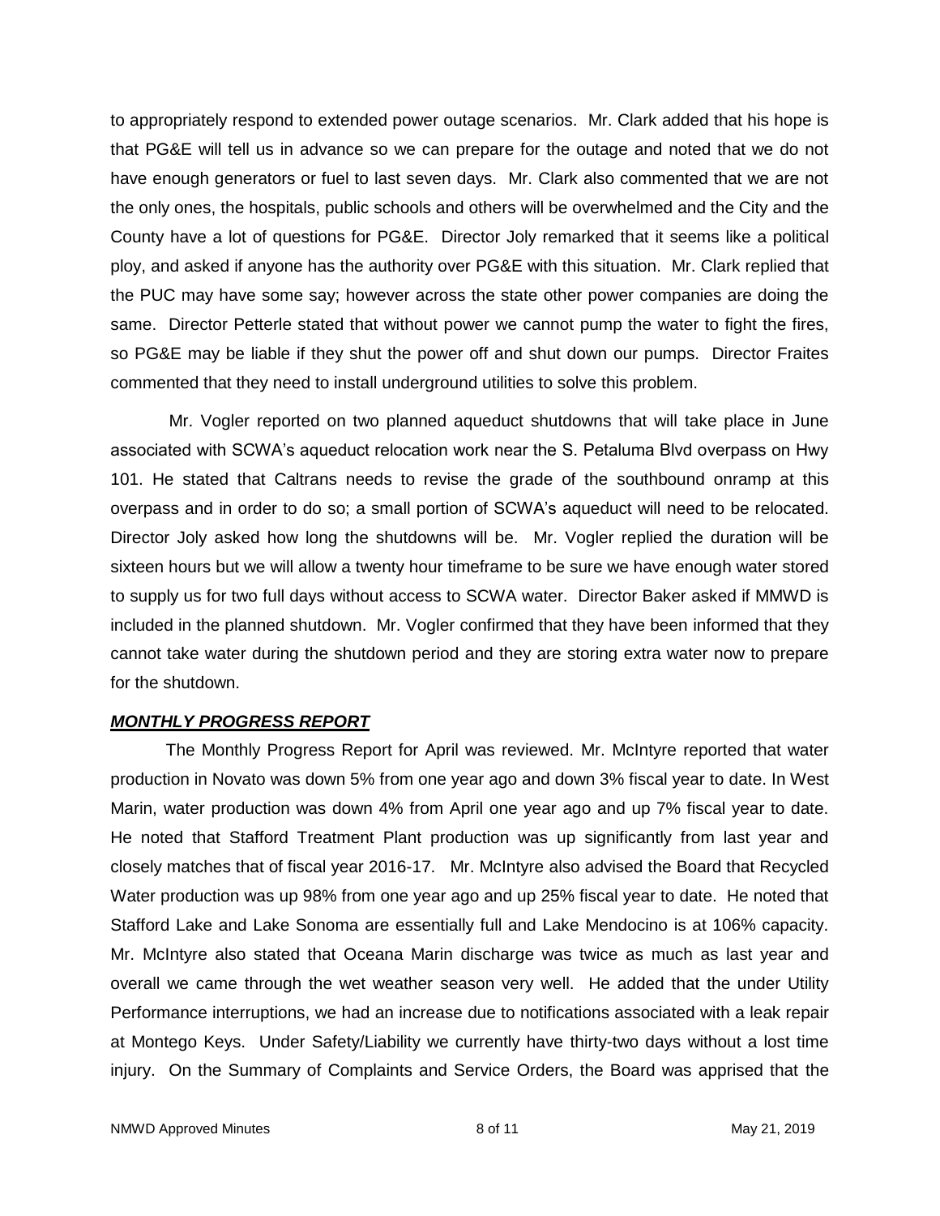to appropriately respond to extended power outage scenarios. Mr. Clark added that his hope is that PG&E will tell us in advance so we can prepare for the outage and noted that we do not have enough generators or fuel to last seven days. Mr. Clark also commented that we are not the only ones, the hospitals, public schools and others will be overwhelmed and the City and the County have a lot of questions for PG&E. Director Joly remarked that it seems like a political ploy, and asked if anyone has the authority over PG&E with this situation. Mr. Clark replied that the PUC may have some say; however across the state other power companies are doing the same. Director Petterle stated that without power we cannot pump the water to fight the fires, so PG&E may be liable if they shut the power off and shut down our pumps. Director Fraites commented that they need to install underground utilities to solve this problem.

Mr. Vogler reported on two planned aqueduct shutdowns that will take place in June associated with SCWA's aqueduct relocation work near the S. Petaluma Blvd overpass on Hwy 101. He stated that Caltrans needs to revise the grade of the southbound onramp at this overpass and in order to do so; a small portion of SCWA's aqueduct will need to be relocated. Director Joly asked how long the shutdowns will be. Mr. Vogler replied the duration will be sixteen hours but we will allow a twenty hour timeframe to be sure we have enough water stored to supply us for two full days without access to SCWA water. Director Baker asked if MMWD is included in the planned shutdown. Mr. Vogler confirmed that they have been informed that they cannot take water during the shutdown period and they are storing extra water now to prepare for the shutdown.

***MONTHLY PROGRESS REPORT***

The Monthly Progress Report for April was reviewed. Mr. McIntyre reported that water production in Novato was down 5% from one year ago and down 3% fiscal year to date. In West Marin, water production was down 4% from April one year ago and up 7% fiscal year to date. He noted that Stafford Treatment Plant production was up significantly from last year and closely matches that of fiscal year 2016-17. Mr. McIntyre also advised the Board that Recycled Water production was up 98% from one year ago and up 25% fiscal year to date. He noted that Stafford Lake and Lake Sonoma are essentially full and Lake Mendocino is at 106% capacity. Mr. McIntyre also stated that Oceana Marin discharge was twice as much as last year and overall we came through the wet weather season very well. He added that the under Utility Performance interruptions, we had an increase due to notifications associated with a leak repair at Montego Keys. Under Safety/Liability we currently have thirty-two days without a lost time injury. On the Summary of Complaints and Service Orders, the Board was apprised that the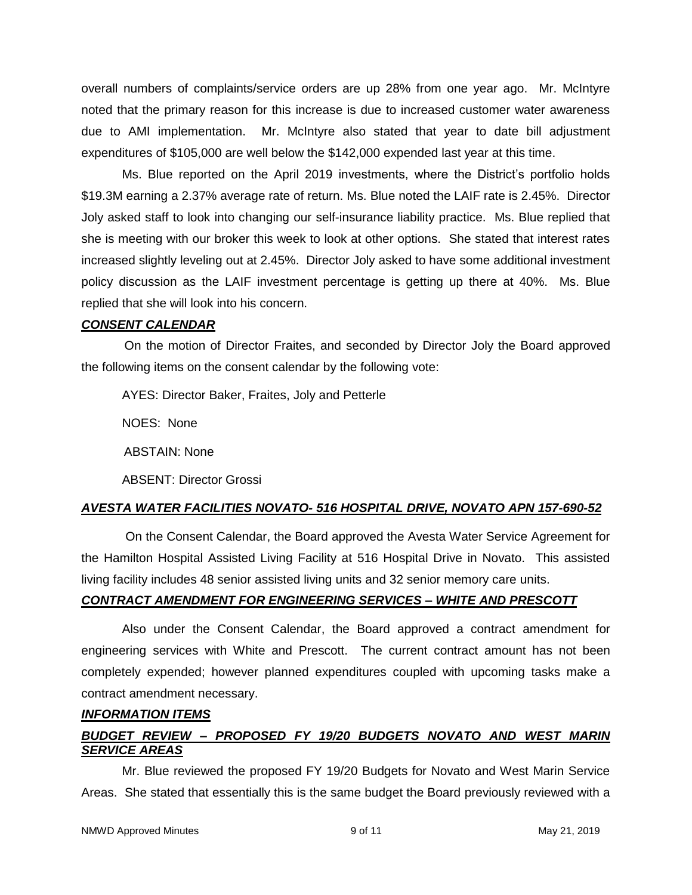overall numbers of complaints/service orders are up 28% from one year ago. Mr. McIntyre noted that the primary reason for this increase is due to increased customer water awareness due to AMI implementation. Mr. McIntyre also stated that year to date bill adjustment expenditures of $105,000 are well below the $142,000 expended last year at this time.

Ms. Blue reported on the April 2019 investments, where the District's portfolio holds $19.3M earning a 2.37% average rate of return. Ms. Blue noted the LAIF rate is 2.45%. Director Joly asked staff to look into changing our self-insurance liability practice. Ms. Blue replied that she is meeting with our broker this week to look at other options. She stated that interest rates increased slightly leveling out at 2.45%. Director Joly asked to have some additional investment policy discussion as the LAIF investment percentage is getting up there at 40%. Ms. Blue replied that she will look into his concern.

***CONSENT CALENDAR***

On the motion of Director Fraites, and seconded by Director Joly the Board approved the following items on the consent calendar by the following vote:

AYES: Director Baker, Fraites, Joly and Petterle

NOES: None

ABSTAIN: None

ABSENT: Director Grossi

***AVESTA WATER FACILITIES NOVATO- 516 HOSPITAL DRIVE, NOVATO APN 157-690-52***

On the Consent Calendar, the Board approved the Avesta Water Service Agreement for the Hamilton Hospital Assisted Living Facility at 516 Hospital Drive in Novato. This assisted living facility includes 48 senior assisted living units and 32 senior memory care units.

***CONTRACT AMENDMENT FOR ENGINEERING SERVICES – WHITE AND PRESCOTT***

Also under the Consent Calendar, the Board approved a contract amendment for engineering services with White and Prescott. The current contract amount has not been completely expended; however planned expenditures coupled with upcoming tasks make a contract amendment necessary.

***INFORMATION ITEMS***

***BUDGET REVIEW – PROPOSED FY 19/20 BUDGETS NOVATO AND WEST MARIN SERVICE AREAS***

Mr. Blue reviewed the proposed FY 19/20 Budgets for Novato and West Marin Service Areas. She stated that essentially this is the same budget the Board previously reviewed with a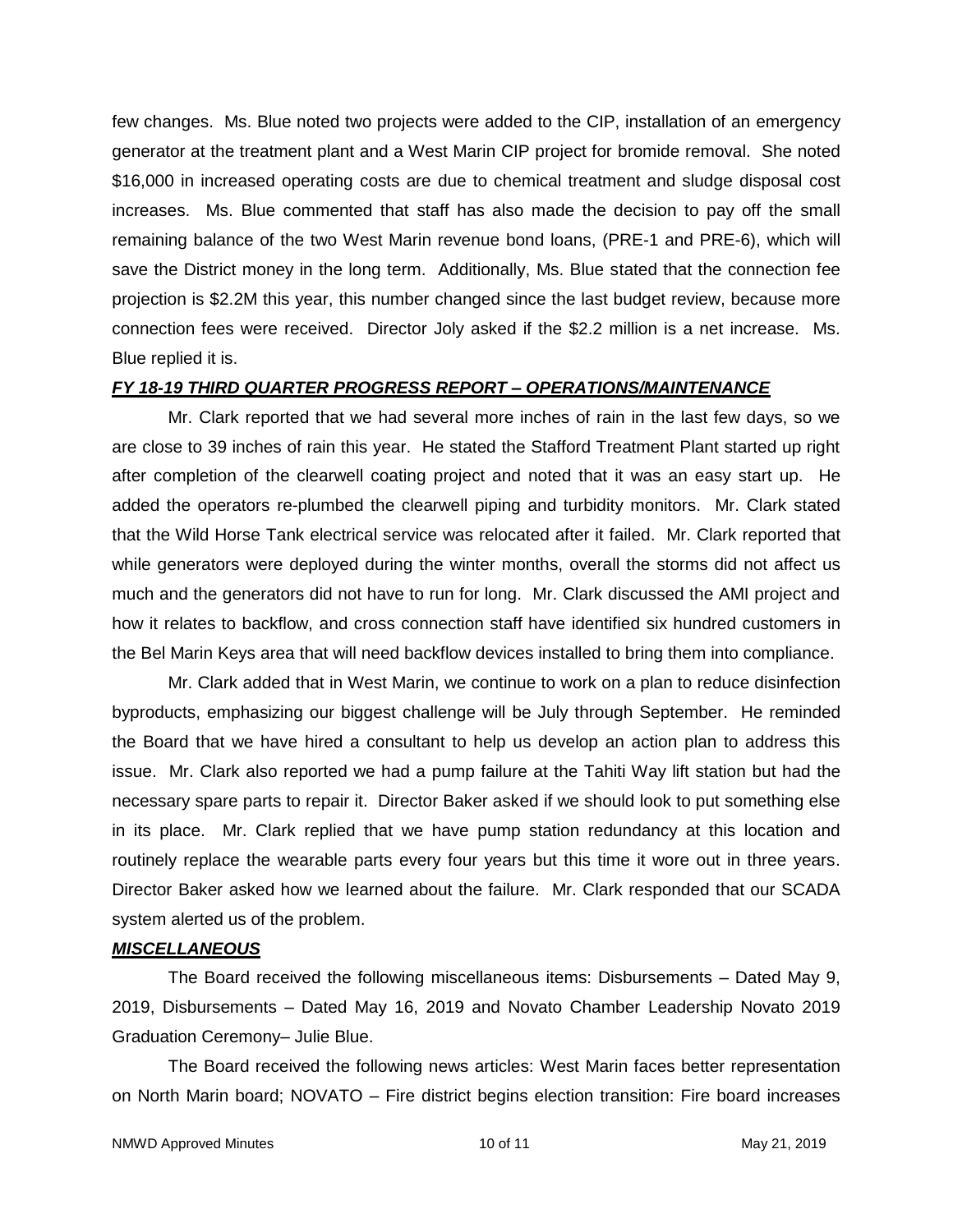few changes. Ms. Blue noted two projects were added to the CIP, installation of an emergency generator at the treatment plant and a West Marin CIP project for bromide removal. She noted $16,000 in increased operating costs are due to chemical treatment and sludge disposal cost increases. Ms. Blue commented that staff has also made the decision to pay off the small remaining balance of the two West Marin revenue bond loans, (PRE-1 and PRE-6), which will save the District money in the long term. Additionally, Ms. Blue stated that the connection fee projection is $2.2M this year, this number changed since the last budget review, because more connection fees were received. Director Joly asked if the $2.2 million is a net increase. Ms. Blue replied it is.

***FY 18-19 THIRD QUARTER PROGRESS REPORT – OPERATIONS/MAINTENANCE***

Mr. Clark reported that we had several more inches of rain in the last few days, so we are close to 39 inches of rain this year. He stated the Stafford Treatment Plant started up right after completion of the clearwell coating project and noted that it was an easy start up. He added the operators re-plumbed the clearwell piping and turbidity monitors. Mr. Clark stated that the Wild Horse Tank electrical service was relocated after it failed. Mr. Clark reported that while generators were deployed during the winter months, overall the storms did not affect us much and the generators did not have to run for long. Mr. Clark discussed the AMI project and how it relates to backflow, and cross connection staff have identified six hundred customers in the Bel Marin Keys area that will need backflow devices installed to bring them into compliance.

Mr. Clark added that in West Marin, we continue to work on a plan to reduce disinfection byproducts, emphasizing our biggest challenge will be July through September. He reminded the Board that we have hired a consultant to help us develop an action plan to address this issue. Mr. Clark also reported we had a pump failure at the Tahiti Way lift station but had the necessary spare parts to repair it. Director Baker asked if we should look to put something else in its place. Mr. Clark replied that we have pump station redundancy at this location and routinely replace the wearable parts every four years but this time it wore out in three years. Director Baker asked how we learned about the failure. Mr. Clark responded that our SCADA system alerted us of the problem.

***MISCELLANEOUS***

The Board received the following miscellaneous items: Disbursements – Dated May 9, 2019, Disbursements – Dated May 16, 2019 and Novato Chamber Leadership Novato 2019 Graduation Ceremony– Julie Blue.

The Board received the following news articles: West Marin faces better representation on North Marin board; NOVATO – Fire district begins election transition: Fire board increases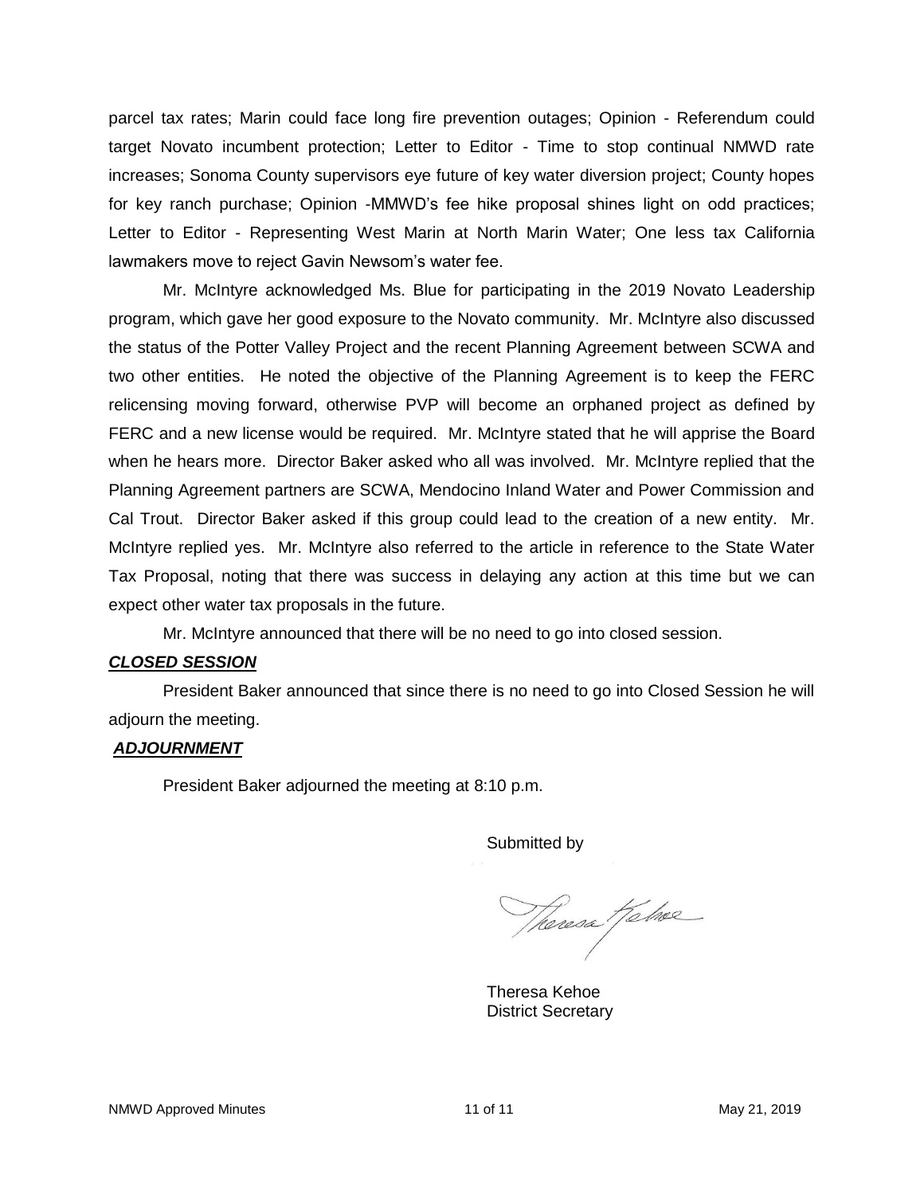parcel tax rates; Marin could face long fire prevention outages; Opinion - Referendum could target Novato incumbent protection; Letter to Editor - Time to stop continual NMWD rate increases; Sonoma County supervisors eye future of key water diversion project; County hopes for key ranch purchase; Opinion -MMWD's fee hike proposal shines light on odd practices; Letter to Editor - Representing West Marin at North Marin Water; One less tax California lawmakers move to reject Gavin Newsom's water fee.

Mr. McIntyre acknowledged Ms. Blue for participating in the 2019 Novato Leadership program, which gave her good exposure to the Novato community. Mr. McIntyre also discussed the status of the Potter Valley Project and the recent Planning Agreement between SCWA and two other entities. He noted the objective of the Planning Agreement is to keep the FERC relicensing moving forward, otherwise PVP will become an orphaned project as defined by FERC and a new license would be required. Mr. McIntyre stated that he will apprise the Board when he hears more. Director Baker asked who all was involved. Mr. McIntyre replied that the Planning Agreement partners are SCWA, Mendocino Inland Water and Power Commission and Cal Trout. Director Baker asked if this group could lead to the creation of a new entity. Mr. McIntyre replied yes. Mr. McIntyre also referred to the article in reference to the State Water Tax Proposal, noting that there was success in delaying any action at this time but we can expect other water tax proposals in the future.

Mr. McIntyre announced that there will be no need to go into closed session.

***CLOSED SESSION***

President Baker announced that since there is no need to go into Closed Session he will adjourn the meeting.

***ADJOURNMENT***

President Baker adjourned the meeting at 8:10 p.m.

Submitted by

Theresa Kehoe

Theresa Kehoe
District Secretary